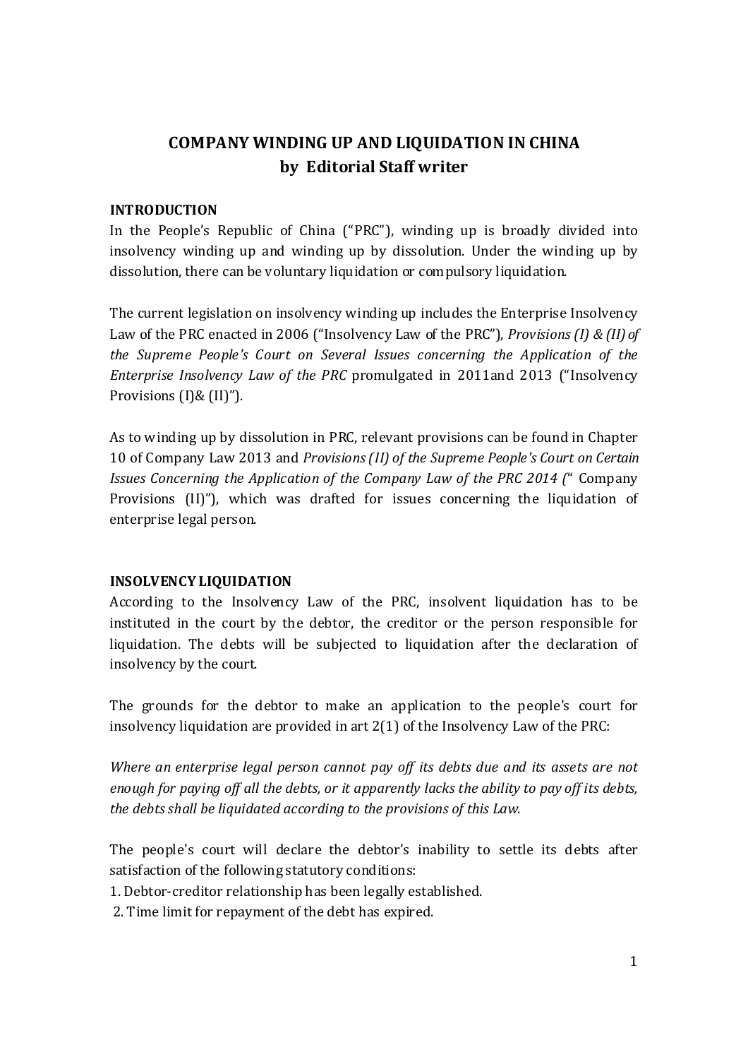# COMPANY WINDING UP AND LIQUIDATION IN CHINA
## by Editorial Staff writer

### INTRODUCTION

In the People's Republic of China ("PRC"), winding up is broadly divided into insolvency winding up and winding up by dissolution. Under the winding up by dissolution, there can be voluntary liquidation or compulsory liquidation.

The current legislation on insolvency winding up includes the Enterprise Insolvency Law of the PRC enacted in 2006 ("Insolvency Law of the PRC"), *Provisions (I) & (II) of the Supreme People's Court on Several Issues concerning the Application of the Enterprise Insolvency Law of the PRC* promulgated in 2011and 2013 ("Insolvency Provisions (I)& (II)").

As to winding up by dissolution in PRC, relevant provisions can be found in Chapter 10 of Company Law 2013 and *Provisions (II) of the Supreme People's Court on Certain Issues Concerning the Application of the Company Law of the PRC 2014 (*" Company Provisions (II)"), which was drafted for issues concerning the liquidation of enterprise legal person.

### INSOLVENCY LIQUIDATION

According to the Insolvency Law of the PRC, insolvent liquidation has to be instituted in the court by the debtor, the creditor or the person responsible for liquidation. The debts will be subjected to liquidation after the declaration of insolvency by the court.

The grounds for the debtor to make an application to the people's court for insolvency liquidation are provided in art 2(1) of the Insolvency Law of the PRC:

*Where an enterprise legal person cannot pay off its debts due and its assets are not enough for paying off all the debts, or it apparently lacks the ability to pay off its debts, the debts shall be liquidated according to the provisions of this Law.*

The people's court will declare the debtor's inability to settle its debts after satisfaction of the following statutory conditions:

1. Debtor-creditor relationship has been legally established.
2. Time limit for repayment of the debt has expired.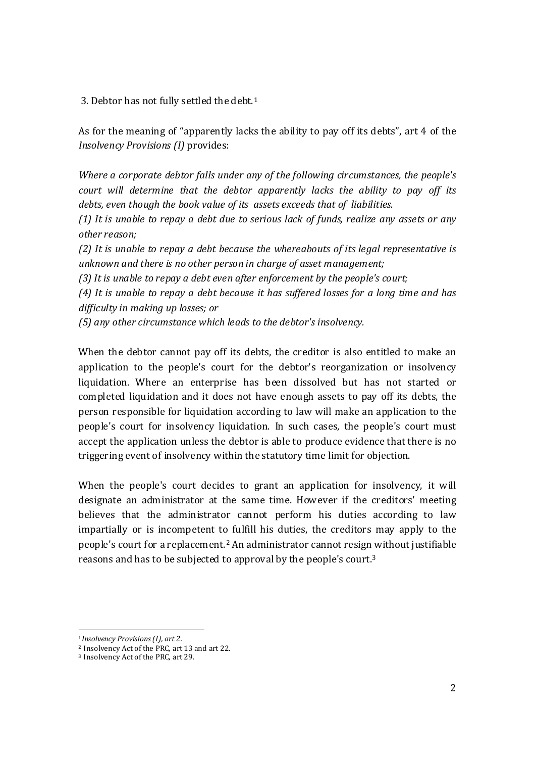3. Debtor has not fully settled the debt.[1]

As for the meaning of "apparently lacks the ability to pay off its debts", art 4 of the *Insolvency Provisions (I)* provides:

*Where a corporate debtor falls under any of the following circumstances, the people's court will determine that the debtor apparently lacks the ability to pay off its debts, even though the book value of its assets exceeds that of liabilities.*

*(1) It is unable to repay a debt due to serious lack of funds, realize any assets or any other reason;*

*(2) It is unable to repay a debt because the whereabouts of its legal representative is unknown and there is no other person in charge of asset management;*

*(3) It is unable to repay a debt even after enforcement by the people's court;*

*(4) It is unable to repay a debt because it has suffered losses for a long time and has difficulty in making up losses; or*

*(5) any other circumstance which leads to the debtor's insolvency.*

When the debtor cannot pay off its debts, the creditor is also entitled to make an application to the people's court for the debtor's reorganization or insolvency liquidation. Where an enterprise has been dissolved but has not started or completed liquidation and it does not have enough assets to pay off its debts, the person responsible for liquidation according to law will make an application to the people's court for insolvency liquidation. In such cases, the people's court must accept the application unless the debtor is able to produce evidence that there is no triggering event of insolvency within the statutory time limit for objection.

When the people's court decides to grant an application for insolvency, it will designate an administrator at the same time. However if the creditors' meeting believes that the administrator cannot perform his duties according to law impartially or is incompetent to fulfill his duties, the creditors may apply to the people's court for a replacement.[2] An administrator cannot resign without justifiable reasons and has to be subjected to approval by the people's court.[3]

---

[1] *Insolvency Provisions (I), art 2.*

[2] Insolvency Act of the PRC, art 13 and art 22.

[3] Insolvency Act of the PRC, art 29.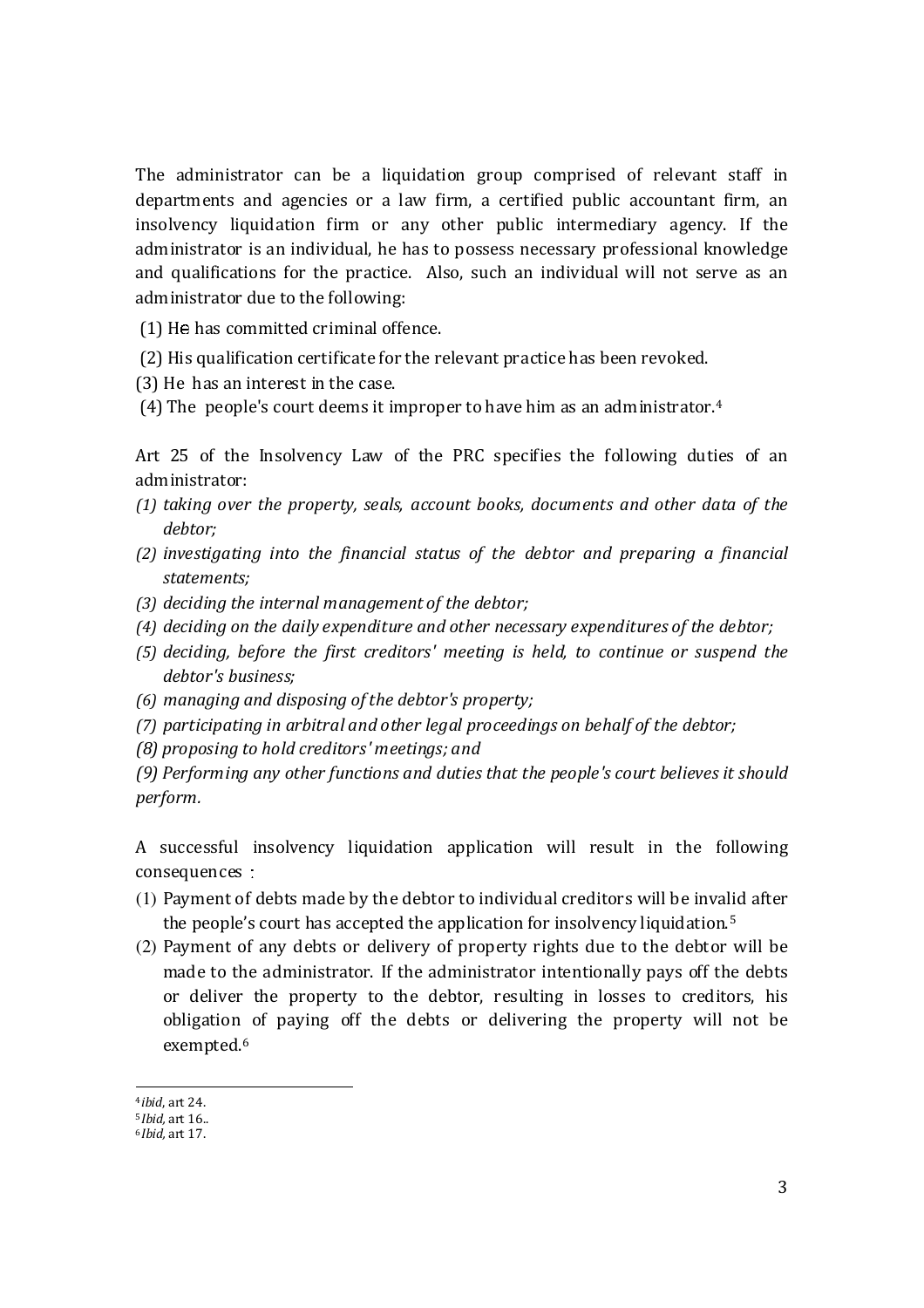The administrator can be a liquidation group comprised of relevant staff in departments and agencies or a law firm, a certified public accountant firm, an insolvency liquidation firm or any other public intermediary agency. If the administrator is an individual, he has to possess necessary professional knowledge and qualifications for the practice. Also, such an individual will not serve as an administrator due to the following:

(1) He has committed criminal offence.

(2) His qualification certificate for the relevant practice has been revoked.

(3) He has an interest in the case.

(4) The people's court deems it improper to have him as an administrator.[4]

Art 25 of the Insolvency Law of the PRC specifies the following duties of an administrator:

*(1) taking over the property, seals, account books, documents and other data of the debtor;*

*(2) investigating into the financial status of the debtor and preparing a financial statements;*

*(3) deciding the internal management of the debtor;*

*(4) deciding on the daily expenditure and other necessary expenditures of the debtor;*

*(5) deciding, before the first creditors' meeting is held, to continue or suspend the debtor's business;*

*(6) managing and disposing of the debtor's property;*

*(7) participating in arbitral and other legal proceedings on behalf of the debtor;*

*(8) proposing to hold creditors' meetings; and*

*(9) Performing any other functions and duties that the people's court believes it should perform.*

A successful insolvency liquidation application will result in the following consequences：

(1) Payment of debts made by the debtor to individual creditors will be invalid after the people's court has accepted the application for insolvency liquidation.[5]

(2) Payment of any debts or delivery of property rights due to the debtor will be made to the administrator. If the administrator intentionally pays off the debts or deliver the property to the debtor, resulting in losses to creditors, his obligation of paying off the debts or delivering the property will not be exempted.[6]

---

[4] *ibid*, art 24.

[5] *Ibid*, art 16..

[6] *Ibid*, art 17.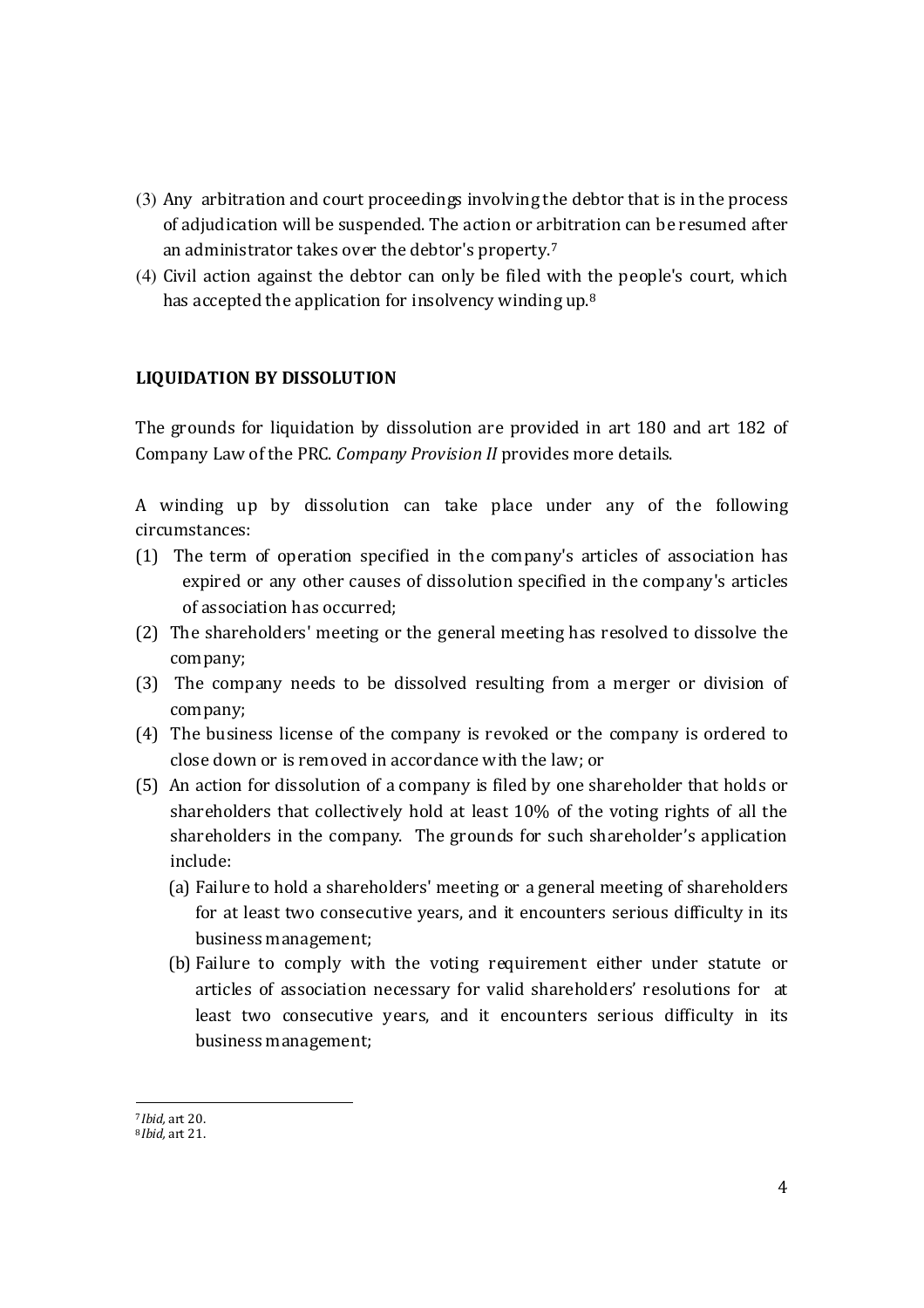(3) Any arbitration and court proceedings involving the debtor that is in the process of adjudication will be suspended. The action or arbitration can be resumed after an administrator takes over the debtor's property.[7]

(4) Civil action against the debtor can only be filed with the people's court, which has accepted the application for insolvency winding up.[8]

**LIQUIDATION BY DISSOLUTION**

The grounds for liquidation by dissolution are provided in art 180 and art 182 of Company Law of the PRC. *Company Provision II* provides more details.

A winding up by dissolution can take place under any of the following circumstances:

(1) The term of operation specified in the company's articles of association has expired or any other causes of dissolution specified in the company's articles of association has occurred;

(2) The shareholders' meeting or the general meeting has resolved to dissolve the company;

(3) The company needs to be dissolved resulting from a merger or division of company;

(4) The business license of the company is revoked or the company is ordered to close down or is removed in accordance with the law; or

(5) An action for dissolution of a company is filed by one shareholder that holds or shareholders that collectively hold at least 10% of the voting rights of all the shareholders in the company. The grounds for such shareholder's application include:

   (a) Failure to hold a shareholders' meeting or a general meeting of shareholders for at least two consecutive years, and it encounters serious difficulty in its business management;

   (b) Failure to comply with the voting requirement either under statute or articles of association necessary for valid shareholders' resolutions for at least two consecutive years, and it encounters serious difficulty in its business management;

---

[7] *Ibid*, art 20.

[8] *Ibid*, art 21.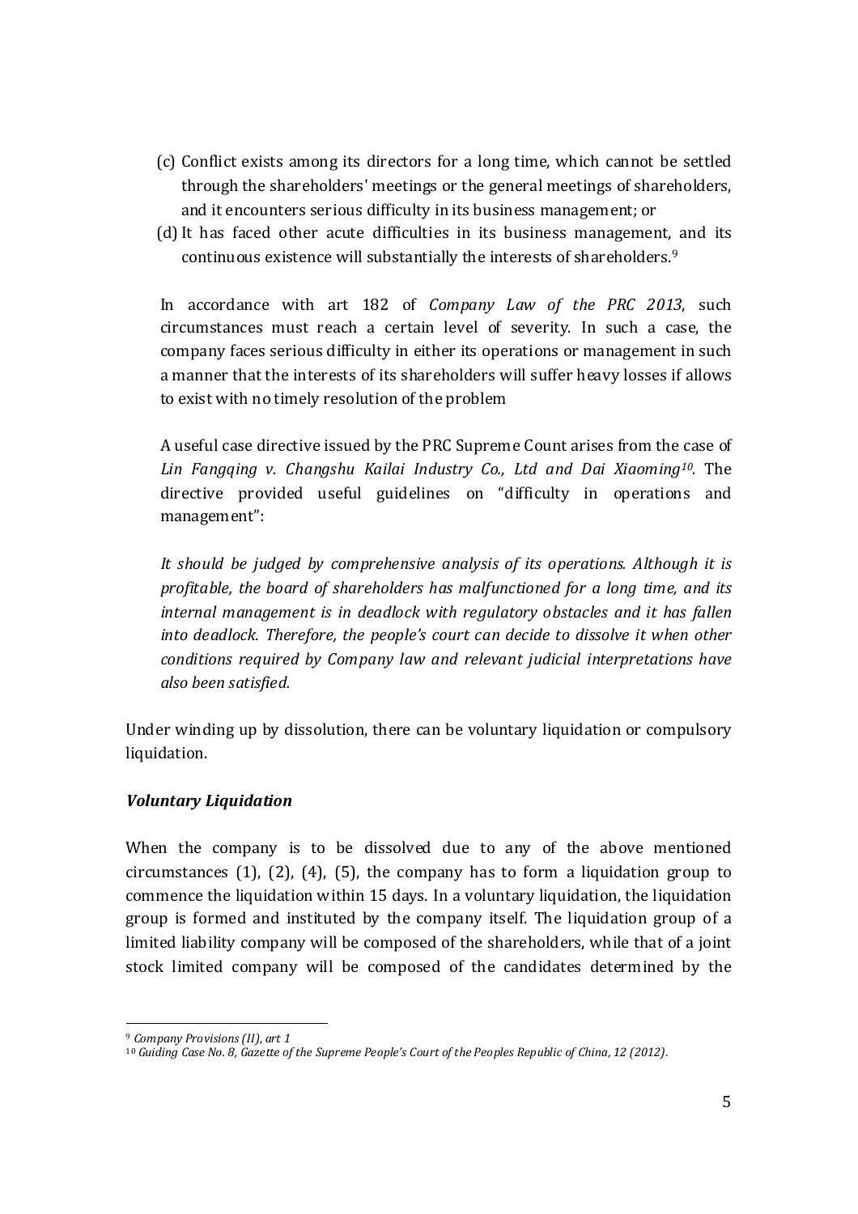(c) Conflict exists among its directors for a long time, which cannot be settled through the shareholders' meetings or the general meetings of shareholders, and it encounters serious difficulty in its business management; or

(d) It has faced other acute difficulties in its business management, and its continuous existence will substantially the interests of shareholders.[9]

In accordance with art 182 of *Company Law of the PRC 2013*, such circumstances must reach a certain level of severity. In such a case, the company faces serious difficulty in either its operations or management in such a manner that the interests of its shareholders will suffer heavy losses if allows to exist with no timely resolution of the problem

A useful case directive issued by the PRC Supreme Count arises from the case of *Lin Fangqing v. Changshu Kailai Industry Co., Ltd and Dai Xiaoming*[10]. The directive provided useful guidelines on "difficulty in operations and management":

*It should be judged by comprehensive analysis of its operations. Although it is profitable, the board of shareholders has malfunctioned for a long time, and its internal management is in deadlock with regulatory obstacles and it has fallen into deadlock. Therefore, the people's court can decide to dissolve it when other conditions required by Company law and relevant judicial interpretations have also been satisfied.*

Under winding up by dissolution, there can be voluntary liquidation or compulsory liquidation.

***Voluntary Liquidation***

When the company is to be dissolved due to any of the above mentioned circumstances (1), (2), (4), (5), the company has to form a liquidation group to commence the liquidation within 15 days. In a voluntary liquidation, the liquidation group is formed and instituted by the company itself. The liquidation group of a limited liability company will be composed of the shareholders, while that of a joint stock limited company will be composed of the candidates determined by the

---

[9] *Company Provisions (II), art 1*

[10] *Guiding Case No. 8, Gazette of the Supreme People's Court of the Peoples Republic of China, 12 (2012).*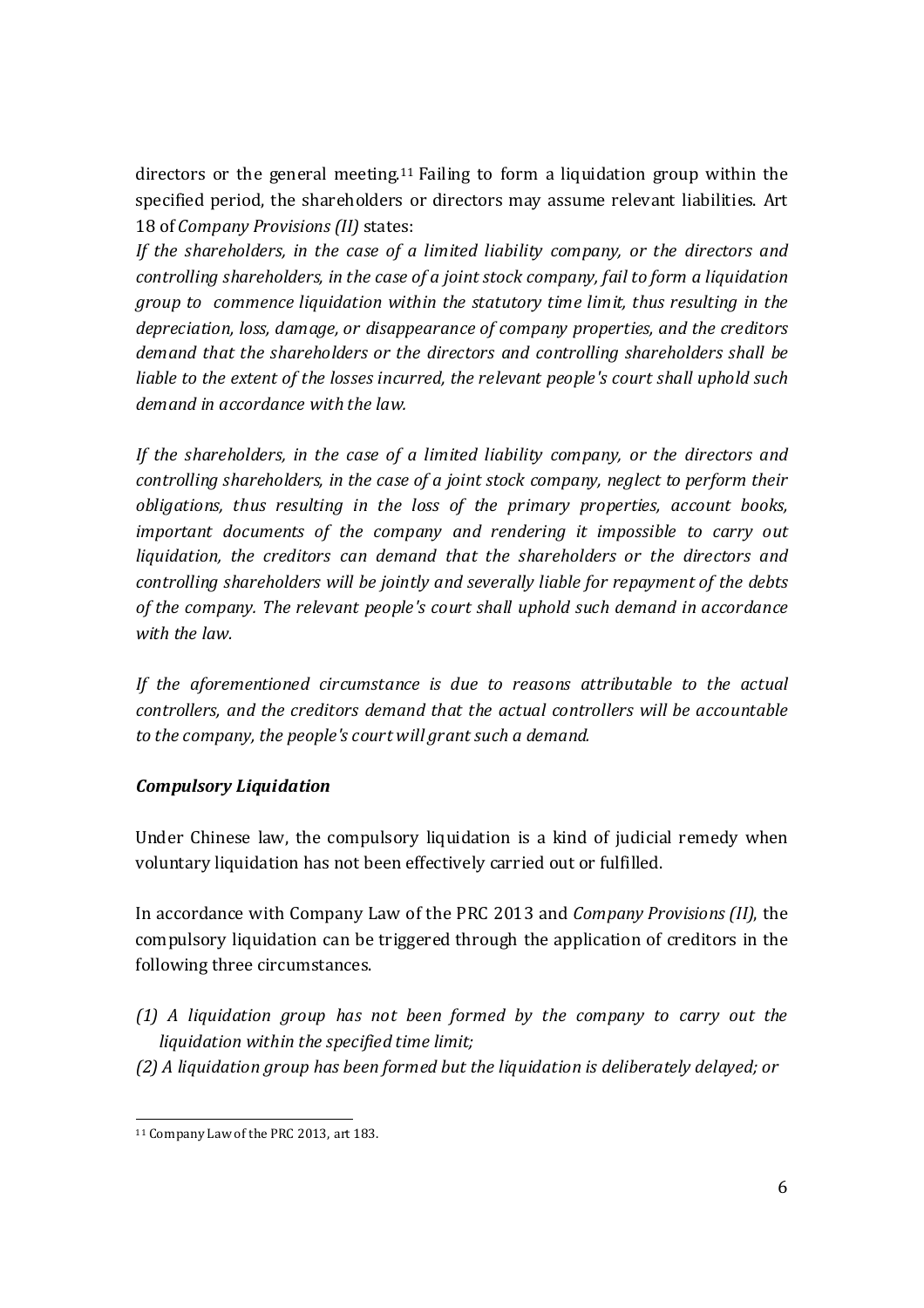directors or the general meeting.[11] Failing to form a liquidation group within the specified period, the shareholders or directors may assume relevant liabilities. Art 18 of *Company Provisions (II)* states:

*If the shareholders, in the case of a limited liability company, or the directors and controlling shareholders, in the case of a joint stock company, fail to form a liquidation group to commence liquidation within the statutory time limit, thus resulting in the depreciation, loss, damage, or disappearance of company properties, and the creditors demand that the shareholders or the directors and controlling shareholders shall be liable to the extent of the losses incurred, the relevant people's court shall uphold such demand in accordance with the law.*

*If the shareholders, in the case of a limited liability company, or the directors and controlling shareholders, in the case of a joint stock company, neglect to perform their obligations, thus resulting in the loss of the primary properties, account books, important documents of the company and rendering it impossible to carry out liquidation, the creditors can demand that the shareholders or the directors and controlling shareholders will be jointly and severally liable for repayment of the debts of the company. The relevant people's court shall uphold such demand in accordance with the law.*

*If the aforementioned circumstance is due to reasons attributable to the actual controllers, and the creditors demand that the actual controllers will be accountable to the company, the people's court will grant such a demand.*

### *Compulsory Liquidation*

Under Chinese law, the compulsory liquidation is a kind of judicial remedy when voluntary liquidation has not been effectively carried out or fulfilled.

In accordance with Company Law of the PRC 2013 and *Company Provisions (II)*, the compulsory liquidation can be triggered through the application of creditors in the following three circumstances.

*(1) A liquidation group has not been formed by the company to carry out the liquidation within the specified time limit;*

*(2) A liquidation group has been formed but the liquidation is deliberately delayed; or*

[11] Company Law of the PRC 2013, art 183.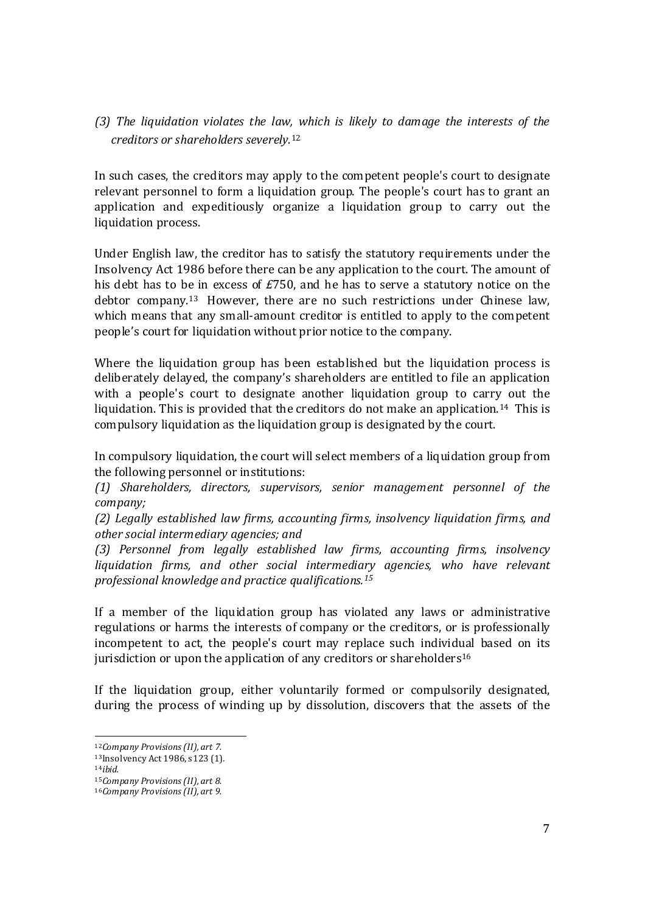*(3) The liquidation violates the law, which is likely to damage the interests of the creditors or shareholders severely.*[12]

In such cases, the creditors may apply to the competent people's court to designate relevant personnel to form a liquidation group. The people's court has to grant an application and expeditiously organize a liquidation group to carry out the liquidation process.

Under English law, the creditor has to satisfy the statutory requirements under the Insolvency Act 1986 before there can be any application to the court. The amount of his debt has to be in excess of £750, and he has to serve a statutory notice on the debtor company.[13] However, there are no such restrictions under Chinese law, which means that any small-amount creditor is entitled to apply to the competent people's court for liquidation without prior notice to the company.

Where the liquidation group has been established but the liquidation process is deliberately delayed, the company's shareholders are entitled to file an application with a people's court to designate another liquidation group to carry out the liquidation. This is provided that the creditors do not make an application.[14] This is compulsory liquidation as the liquidation group is designated by the court.

In compulsory liquidation, the court will select members of a liquidation group from the following personnel or institutions:

*(1) Shareholders, directors, supervisors, senior management personnel of the company;*

*(2) Legally established law firms, accounting firms, insolvency liquidation firms, and other social intermediary agencies; and*

*(3) Personnel from legally established law firms, accounting firms, insolvency liquidation firms, and other social intermediary agencies, who have relevant professional knowledge and practice qualifications.*[15]

If a member of the liquidation group has violated any laws or administrative regulations or harms the interests of company or the creditors, or is professionally incompetent to act, the people's court may replace such individual based on its jurisdiction or upon the application of any creditors or shareholders[16]

If the liquidation group, either voluntarily formed or compulsorily designated, during the process of winding up by dissolution, discovers that the assets of the

---

[12] *Company Provisions (II), art 7.*

[13] Insolvency Act 1986, s 123 (1).

[14] *ibid.*

[15] *Company Provisions (II), art 8.*

[16] *Company Provisions (II), art 9.*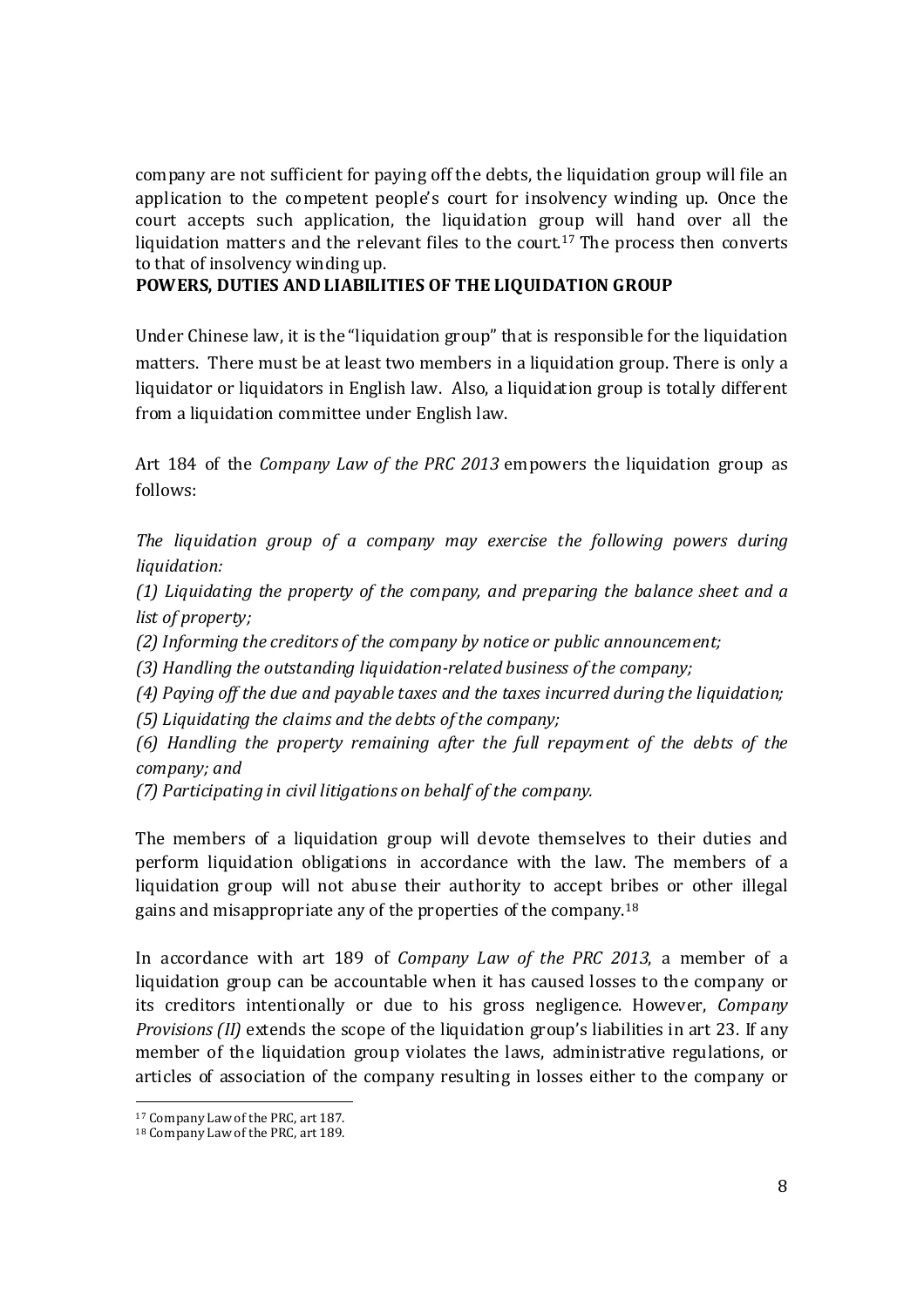company are not sufficient for paying off the debts, the liquidation group will file an application to the competent people's court for insolvency winding up. Once the court accepts such application, the liquidation group will hand over all the liquidation matters and the relevant files to the court.[17] The process then converts to that of insolvency winding up.

**POWERS, DUTIES AND LIABILITIES OF THE LIQUIDATION GROUP**

Under Chinese law, it is the "liquidation group" that is responsible for the liquidation matters. There must be at least two members in a liquidation group. There is only a liquidator or liquidators in English law. Also, a liquidation group is totally different from a liquidation committee under English law.

Art 184 of the *Company Law of the PRC 2013* empowers the liquidation group as follows:

*The liquidation group of a company may exercise the following powers during liquidation:*

*(1) Liquidating the property of the company, and preparing the balance sheet and a list of property;*

*(2) Informing the creditors of the company by notice or public announcement;*

*(3) Handling the outstanding liquidation-related business of the company;*

*(4) Paying off the due and payable taxes and the taxes incurred during the liquidation;*

*(5) Liquidating the claims and the debts of the company;*

*(6) Handling the property remaining after the full repayment of the debts of the company; and*

*(7) Participating in civil litigations on behalf of the company.*

The members of a liquidation group will devote themselves to their duties and perform liquidation obligations in accordance with the law. The members of a liquidation group will not abuse their authority to accept bribes or other illegal gains and misappropriate any of the properties of the company.[18]

In accordance with art 189 of *Company Law of the PRC 2013*, a member of a liquidation group can be accountable when it has caused losses to the company or its creditors intentionally or due to his gross negligence. However, *Company Provisions (II)* extends the scope of the liquidation group's liabilities in art 23. If any member of the liquidation group violates the laws, administrative regulations, or articles of association of the company resulting in losses either to the company or

[17] Company Law of the PRC, art 187.

[18] Company Law of the PRC, art 189.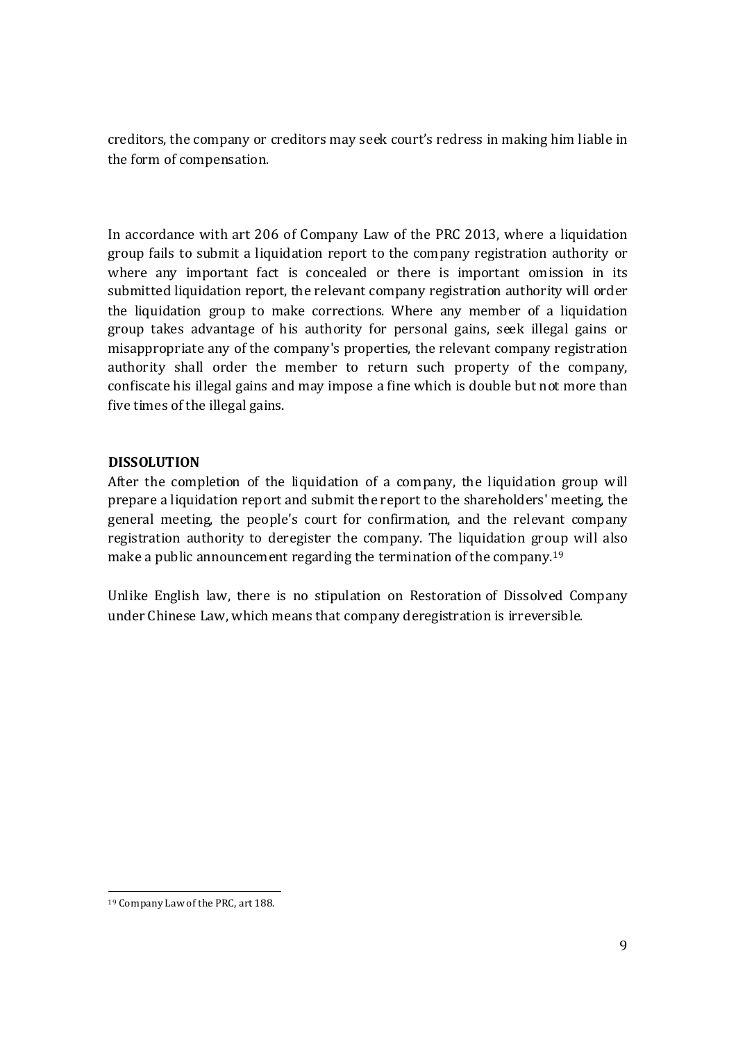creditors, the company or creditors may seek court's redress in making him liable in the form of compensation.

In accordance with art 206 of Company Law of the PRC 2013, where a liquidation group fails to submit a liquidation report to the company registration authority or where any important fact is concealed or there is important omission in its submitted liquidation report, the relevant company registration authority will order the liquidation group to make corrections. Where any member of a liquidation group takes advantage of his authority for personal gains, seek illegal gains or misappropriate any of the company's properties, the relevant company registration authority shall order the member to return such property of the company, confiscate his illegal gains and may impose a fine which is double but not more than five times of the illegal gains.

**DISSOLUTION**

After the completion of the liquidation of a company, the liquidation group will prepare a liquidation report and submit the report to the shareholders' meeting, the general meeting, the people's court for confirmation, and the relevant company registration authority to deregister the company. The liquidation group will also make a public announcement regarding the termination of the company.[19]

Unlike English law, there is no stipulation on Restoration of Dissolved Company under Chinese Law, which means that company deregistration is irreversible.

[19] Company Law of the PRC, art 188.